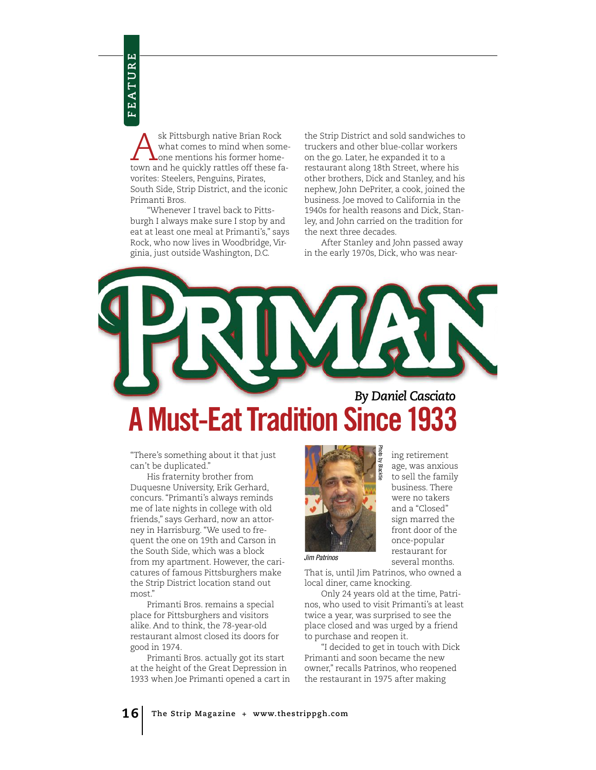# PRIMAN

## A Must-Eat Tradition Since 1933

*By Daniel Casciato*

Ask Pittsburgh native Brian Rock what comes to mind when someone mentions his former hometown and he quickly rattles off these favorites: Steelers, Penguins, Pirates, South Side, Strip District, and the iconic Primanti Bros.

"Whenever I travel back to Pittsburgh I always make sure I stop by and eat at least one meal at Primanti's," says Rock, who now lives in Woodbridge, Virginia, just outside Washington, D.C. "There's something about it that just can't be duplicated."

His fraternity brother from Duquesne University, Erik Gerhard, concurs. "Primanti's always reminds me of late nights in college with old friends," says Gerhard, now an attorney in Harrisburg. "We used to frequent the one on 19th and Carson in the South Side, which was a block from my apartment. However, the caricatures of famous Pittsburghers make the Strip District location stand out most."

Primanti Bros. remains a special place for Pittsburghers and visitors alike. And to think, the 78-year-old restaurant almost closed its doors for good in 1974.

Primanti Bros. actually got its start at the height of the Great Depression in 1933 when Joe Primanti opened a cart in the Strip District and sold sandwiches to truckers and other blue-collar workers on the go. Later, he expanded it to a restaurant along 18th Street, where his other brothers, Dick and Stanley, and his nephew, John DePriter, a cook, joined the business. Joe moved to California in the 1940s for health reasons and Dick, Stanley, and John carried on the tradition for the next three decades.

After Stanley and John passed away in the early 1970s, Dick, who was nearing retirement age, was anxious to sell the family business. There were no takers and a "Closed" sign marred the front door of the once-popular restaurant for several months.

Photo by Blackie

*Jim Patrinos*

That is, until Jim Patrinos, who owned a local diner, came knocking.

Only 24 years old at the time, Patrinos, who used to visit Primanti's at least twice a year, was surprised to see the place closed and was urged by a friend to purchase and reopen it.

"I decided to get in touch with Dick Primanti and soon became the new owner," recalls Patrinos, who reopened the restaurant in 1975 after making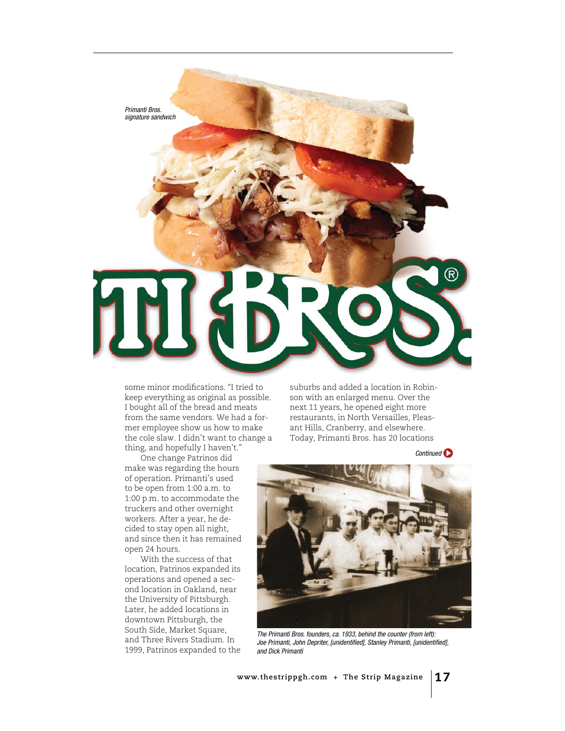*Primanti Bros. signature sandwich*

some minor modifications. "I tried to keep everything as original as possible. I bought all of the bread and meats from the same vendors. We had a former employee show us how to make the cole slaw. I didn't want to change a thing, and hopefully I haven't."

One change Patrinos did make was regarding the hours of operation. Primanti's used to be open from 1:00 a.m. to 1:00 p.m. to accommodate the truckers and other overnight workers. After a year, he decided to stay open all night, and since then it has remained open 24 hours.

With the success of that location, Patrinos expanded its operations and opened a second location in Oakland, near the University of Pittsburgh. Later, he added locations in downtown Pittsburgh, the South Side, Market Square, and Three Rivers Stadium. In 1999, Patrinos expanded to the suburbs and added a location in Robinson with an enlarged menu. Over the next 11 years, he opened eight more restaurants, in North Versailles, Pleasant Hills, Cranberry, and elsewhere. Today, Primanti Bros. has 20 locations

*Continued*

*The Primanti Bros. founders, ca. 1933, behind the counter (from left): Joe Primanti, John Depriter, [unidentified], Stanley Primanti, [unidentified], and Dick Primanti*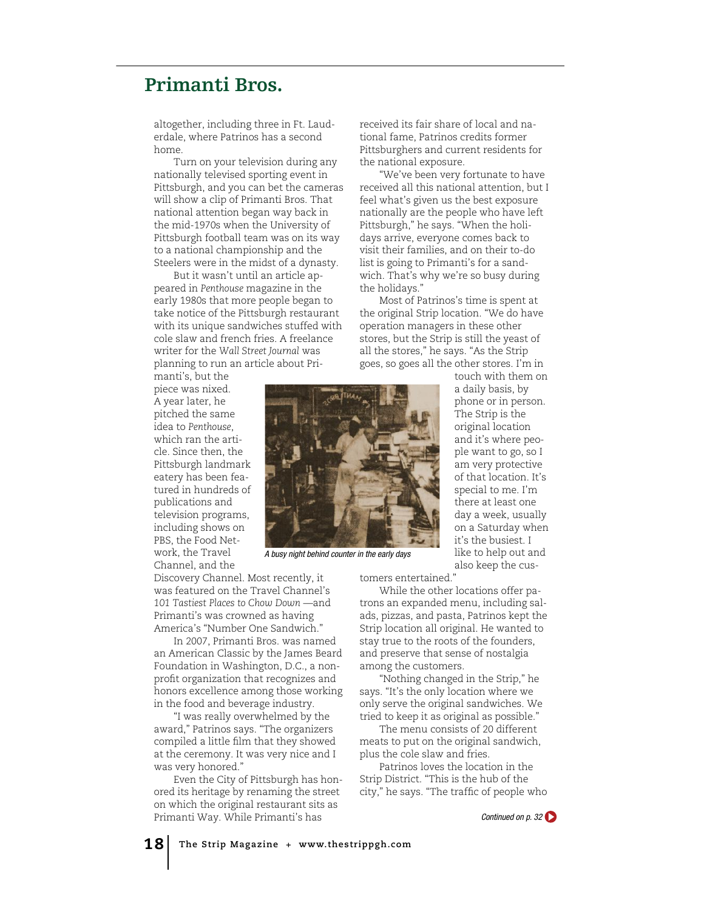## Primanti Bros.

altogether, including three in Ft. Lauderdale, where Patrinos has a second home.

Turn on your television during any nationally televised sporting event in Pittsburgh, and you can bet the cameras will show a clip of Primanti Bros. That national attention began way back in the mid-1970s when the University of Pittsburgh football team was on its way to a national championship and the Steelers were in the midst of a dynasty.

But it wasn't until an article appeared in *Penthouse* magazine in the early 1980s that more people began to take notice of the Pittsburgh restaurant with its unique sandwiches stuffed with cole slaw and french fries. A freelance writer for the *Wall Street Journal* was planning to run an article about Primanti's, but the piece was nixed. A year later, he pitched the same idea to *Penthouse*, which ran the article. Since then, the Pittsburgh landmark eatery has been featured in hundreds of publications and television programs, including shows on PBS, the Food Network, the Travel Channel, and the Discovery Channel. Most recently, it was featured on the Travel Channel's *101 Tastiest Places to Chow Down* —and Primanti's was crowned as having America's "Number One Sandwich."

In 2007, Primanti Bros. was named an American Classic by the James Beard Foundation in Washington, D.C., a non-profit organization that recognizes and honors excellence among those working in the food and beverage industry.

"I was really overwhelmed by the award," Patrinos says. "The organizers compiled a little film that they showed at the ceremony. It was very nice and I was very honored."

Even the City of Pittsburgh has honored its heritage by renaming the street on which the original restaurant sits as Primanti Way. While Primanti's has received its fair share of local and national fame, Patrinos credits former Pittsburghers and current residents for the national exposure.

"We've been very fortunate to have received all this national attention, but I feel what's given us the best exposure nationally are the people who have left Pittsburgh," he says. "When the holidays arrive, everyone comes back to visit their families, and on their to-do list is going to Primanti's for a sandwich. That's why we're so busy during the holidays."

Most of Patrinos's time is spent at the original Strip location. "We do have operation managers in these other stores, but the Strip is still the yeast of all the stores," he says. "As the Strip goes, so goes all the other stores. I'm in touch with them on a daily basis, by phone or in person. The Strip is the original location and it's where people want to go, so I am very protective of that location. It's special to me. I'm there at least one day a week, usually on a Saturday when it's the busiest. I like to help out and also keep the customers entertained."

*A busy night behind counter in the early days*

While the other locations offer patrons an expanded menu, including salads, pizzas, and pasta, Patrinos kept the Strip location all original. He wanted to stay true to the roots of the founders, and preserve that sense of nostalgia among the customers.

"Nothing changed in the Strip," he says. "It's the only location where we only serve the original sandwiches. We tried to keep it as original as possible."

The menu consists of 20 different meats to put on the original sandwich, plus the cole slaw and fries.

Patrinos loves the location in the Strip District. "This is the hub of the city," he says. "The traffic of people who

*Continued on p. 32*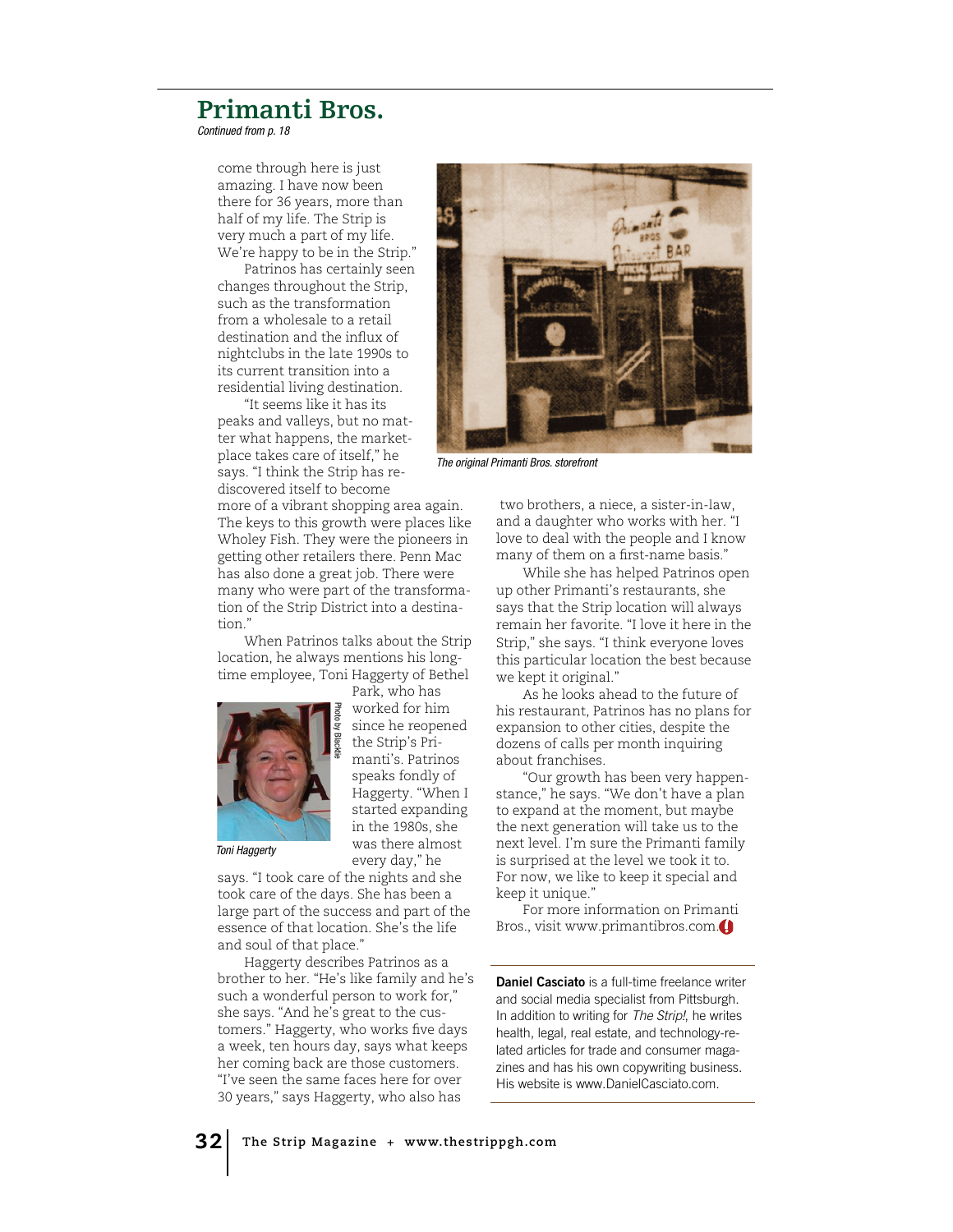## Primanti Bros.

*Continued from p. 18*

come through here is just amazing. I have now been there for 36 years, more than half of my life. The Strip is very much a part of my life. We're happy to be in the Strip."

Patrinos has certainly seen changes throughout the Strip, such as the transformation from a wholesale to a retail destination and the influx of nightclubs in the late 1990s to its current transition into a residential living destination.

"It seems like it has its peaks and valleys, but no matter what happens, the marketplace takes care of itself," he says. "I think the Strip has rediscovered itself to become more of a vibrant shopping area again. The keys to this growth were places like Wholey Fish. They were the pioneers in getting other retailers there. Penn Mac has also done a great job. There were many who were part of the transformation of the Strip District into a destination."

When Patrinos talks about the Strip location, he always mentions his longtime employee, Toni Haggerty of Bethel Park, who has worked for him since he reopened the Strip's Primanti's. Patrinos speaks fondly of Haggerty. "When I started expanding in the 1980s, she was there almost every day," he says. "I took care of the nights and she took care of the days. She has been a large part of the success and part of the essence of that location. She's the life and soul of that place."

Photo by Blackie

Toni Haggerty

Haggerty describes Patrinos as a brother to her. "He's like family and he's such a wonderful person to work for," she says. "And he's great to the customers." Haggerty, who works five days a week, ten hours day, says what keeps her coming back are those customers. "I've seen the same faces here for over 30 years," says Haggerty, who also has two brothers, a niece, a sister-in-law, and a daughter who works with her. "I love to deal with the people and I know many of them on a first-name basis."

The original Primanti Bros. storefront

While she has helped Patrinos open up other Primanti's restaurants, she says that the Strip location will always remain her favorite. "I love it here in the Strip," she says. "I think everyone loves this particular location the best because we kept it original."

As he looks ahead to the future of his restaurant, Patrinos has no plans for expansion to other cities, despite the dozens of calls per month inquiring about franchises.

"Our growth has been very happenstance," he says. "We don't have a plan to expand at the moment, but maybe the next generation will take us to the next level. I'm sure the Primanti family is surprised at the level we took it to. For now, we like to keep it special and keep it unique."

For more information on Primanti Bros., visit www.primantibros.com.

---

**Daniel Casciato** is a full-time freelance writer and social media specialist from Pittsburgh. In addition to writing for *The Strip!*, he writes health, legal, real estate, and technology-related articles for trade and consumer magazines and has his own copywriting business. His website is www.DanielCasciato.com.